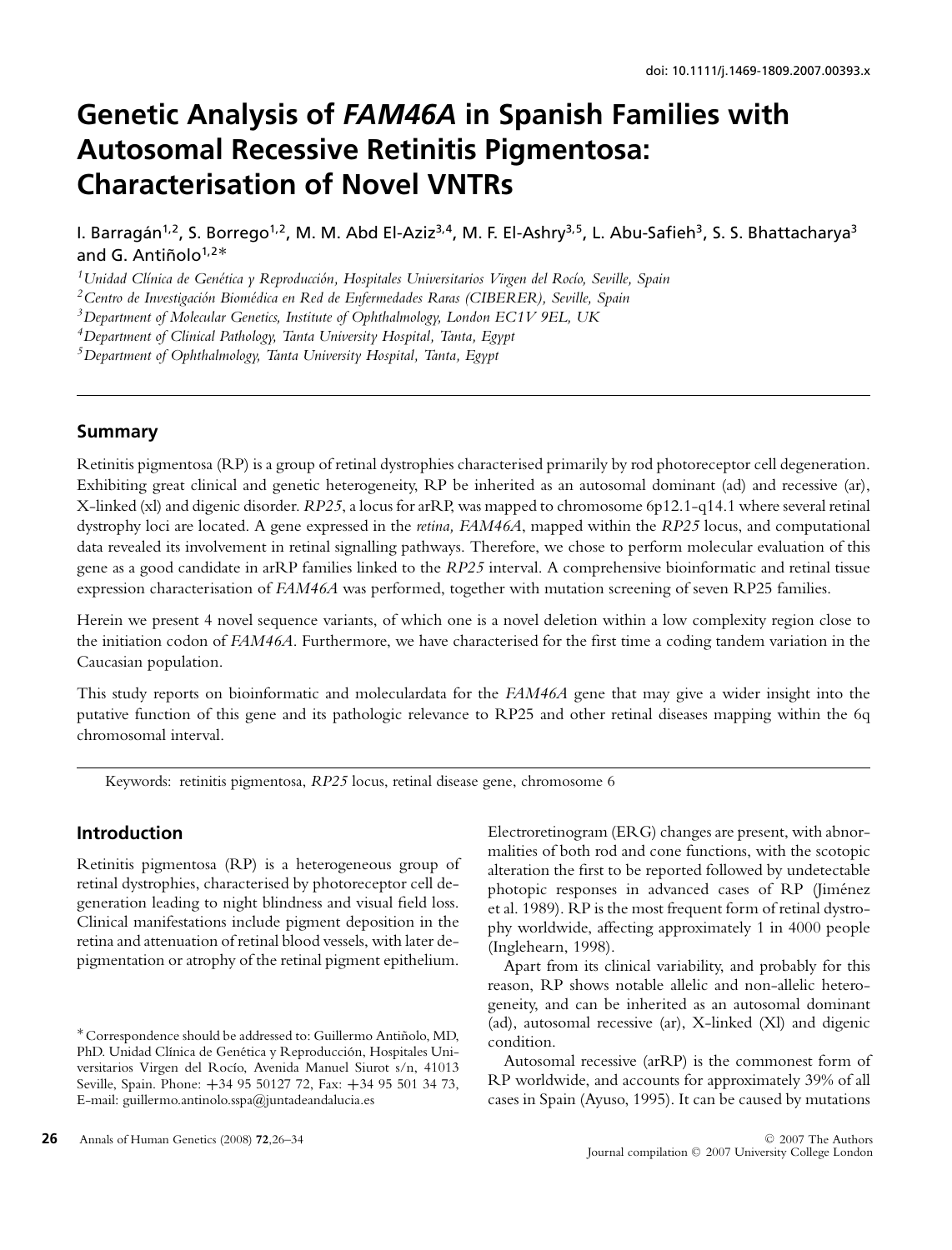doi: 10.1111/j.1469-1809.2007.00393.x

# Genetic Analysis of *FAM46A* in Spanish Families with Autosomal Recessive Retinitis Pigmentosa: Characterisation of Novel VNTRs

I. Barragán[1,2], S. Borrego[1,2], M. M. Abd El-Aziz[3,4], M. F. El-Ashry[3,5], L. Abu-Safieh[3], S. S. Bhattacharya[3] and G. Antiñolo[1,2]*

[1]*Unidad Clínica de Genética y Reproducción, Hospitales Universitarios Virgen del Rocío, Seville, Spain*

[2]*Centro de Investigación Biomédica en Red de Enfermedades Raras (CIBERER), Seville, Spain*

[3]*Department of Molecular Genetics, Institute of Ophthalmology, London EC1V 9EL, UK*

[4]*Department of Clinical Pathology, Tanta University Hospital, Tanta, Egypt*

[5]*Department of Ophthalmology, Tanta University Hospital, Tanta, Egypt*

## Summary

Retinitis pigmentosa (RP) is a group of retinal dystrophies characterised primarily by rod photoreceptor cell degeneration. Exhibiting great clinical and genetic heterogeneity, RP be inherited as an autosomal dominant (ad) and recessive (ar), X-linked (xl) and digenic disorder. *RP25*, a locus for arRP, was mapped to chromosome 6p12.1-q14.1 where several retinal dystrophy loci are located. A gene expressed in the *retina, FAM46A*, mapped within the *RP25* locus, and computational data revealed its involvement in retinal signalling pathways. Therefore, we chose to perform molecular evaluation of this gene as a good candidate in arRP families linked to the *RP25* interval. A comprehensive bioinformatic and retinal tissue expression characterisation of *FAM46A* was performed, together with mutation screening of seven RP25 families.

Herein we present 4 novel sequence variants, of which one is a novel deletion within a low complexity region close to the initiation codon of *FAM46A*. Furthermore, we have characterised for the first time a coding tandem variation in the Caucasian population.

This study reports on bioinformatic and moleculardata for the *FAM46A* gene that may give a wider insight into the putative function of this gene and its pathologic relevance to RP25 and other retinal diseases mapping within the 6q chromosomal interval.

Keywords: retinitis pigmentosa, *RP25* locus, retinal disease gene, chromosome 6

## Introduction

Retinitis pigmentosa (RP) is a heterogeneous group of retinal dystrophies, characterised by photoreceptor cell degeneration leading to night blindness and visual field loss. Clinical manifestations include pigment deposition in the retina and attenuation of retinal blood vessels, with later depigmentation or atrophy of the retinal pigment epithelium. Electroretinogram (ERG) changes are present, with abnormalities of both rod and cone functions, with the scotopic alteration the first to be reported followed by undetectable photopic responses in advanced cases of RP (Jiménez et al. 1989). RP is the most frequent form of retinal dystrophy worldwide, affecting approximately 1 in 4000 people (Inglehearn, 1998).

Apart from its clinical variability, and probably for this reason, RP shows notable allelic and non-allelic heterogeneity, and can be inherited as an autosomal dominant (ad), autosomal recessive (ar), X-linked (Xl) and digenic condition.

Autosomal recessive (arRP) is the commonest form of RP worldwide, and accounts for approximately 39% of all cases in Spain (Ayuso, 1995). It can be caused by mutations

*Correspondence should be addressed to: Guillermo Antiñolo, MD, PhD. Unidad Clínica de Genética y Reproducción, Hospitales Universitarios Virgen del Rocío, Avenida Manuel Siurot s/n, 41013 Seville, Spain. Phone: +34 95 50127 72, Fax: +34 95 501 34 73, E-mail: guillermo.antinolo.sspa@juntadeandalucia.es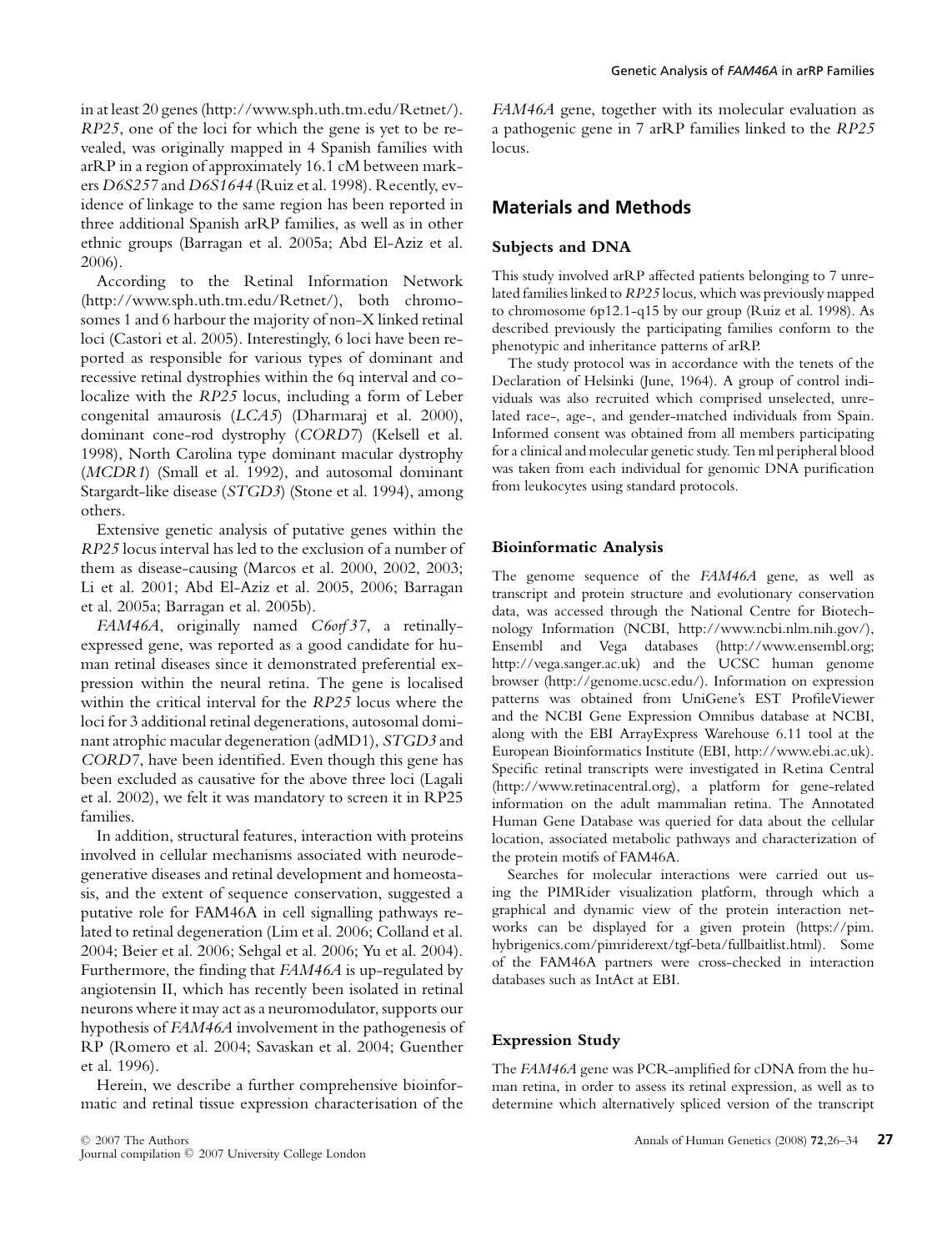in at least 20 genes (http://www.sph.uth.tm.edu/Retnet/). *RP25*, one of the loci for which the gene is yet to be revealed, was originally mapped in 4 Spanish families with arRP in a region of approximately 16.1 cM between markers *D6S257* and *D6S1644* (Ruiz et al. 1998). Recently, evidence of linkage to the same region has been reported in three additional Spanish arRP families, as well as in other ethnic groups (Barragan et al. 2005a; Abd El-Aziz et al. 2006).

According to the Retinal Information Network (http://www.sph.uth.tm.edu/Retnet/), both chromosomes 1 and 6 harbour the majority of non-X linked retinal loci (Castori et al. 2005). Interestingly, 6 loci have been reported as responsible for various types of dominant and recessive retinal dystrophies within the 6q interval and co-localize with the *RP25* locus, including a form of Leber congenital amaurosis (*LCA5*) (Dharmaraj et al. 2000), dominant cone-rod dystrophy (*CORD7*) (Kelsell et al. 1998), North Carolina type dominant macular dystrophy (*MCDR1*) (Small et al. 1992), and autosomal dominant Stargardt-like disease (*STGD3*) (Stone et al. 1994), among others.

Extensive genetic analysis of putative genes within the *RP25* locus interval has led to the exclusion of a number of them as disease-causing (Marcos et al. 2000, 2002, 2003; Li et al. 2001; Abd El-Aziz et al. 2005, 2006; Barragan et al. 2005a; Barragan et al. 2005b).

*FAM46A*, originally named *C6orf37*, a retinally-expressed gene, was reported as a good candidate for human retinal diseases since it demonstrated preferential expression within the neural retina. The gene is localised within the critical interval for the *RP25* locus where the loci for 3 additional retinal degenerations, autosomal dominant atrophic macular degeneration (adMD1), *STGD3* and *CORD7*, have been identified. Even though this gene has been excluded as causative for the above three loci (Lagali et al. 2002), we felt it was mandatory to screen it in RP25 families.

In addition, structural features, interaction with proteins involved in cellular mechanisms associated with neurodegenerative diseases and retinal development and homeostasis, and the extent of sequence conservation, suggested a putative role for FAM46A in cell signalling pathways related to retinal degeneration (Lim et al. 2006; Colland et al. 2004; Beier et al. 2006; Sehgal et al. 2006; Yu et al. 2004). Furthermore, the finding that *FAM46A* is up-regulated by angiotensin II, which has recently been isolated in retinal neurons where it may act as a neuromodulator, supports our hypothesis of *FAM46A* involvement in the pathogenesis of RP (Romero et al. 2004; Savaskan et al. 2004; Guenther et al. 1996).

Herein, we describe a further comprehensive bioinformatic and retinal tissue expression characterisation of the *FAM46A* gene, together with its molecular evaluation as a pathogenic gene in 7 arRP families linked to the *RP25* locus.

## Materials and Methods

### Subjects and DNA

This study involved arRP affected patients belonging to 7 unrelated families linked to *RP25* locus, which was previously mapped to chromosome 6p12.1-q15 by our group (Ruiz et al. 1998). As described previously the participating families conform to the phenotypic and inheritance patterns of arRP.

The study protocol was in accordance with the tenets of the Declaration of Helsinki (June, 1964). A group of control individuals was also recruited which comprised unselected, unrelated race-, age-, and gender-matched individuals from Spain. Informed consent was obtained from all members participating for a clinical and molecular genetic study. Ten ml peripheral blood was taken from each individual for genomic DNA purification from leukocytes using standard protocols.

### Bioinformatic Analysis

The genome sequence of the *FAM46A* gene, as well as transcript and protein structure and evolutionary conservation data, was accessed through the National Centre for Biotechnology Information (NCBI, http://www.ncbi.nlm.nih.gov/), Ensembl and Vega databases (http://www.ensembl.org; http://vega.sanger.ac.uk) and the UCSC human genome browser (http://genome.ucsc.edu/). Information on expression patterns was obtained from UniGene's EST ProfileViewer and the NCBI Gene Expression Omnibus database at NCBI, along with the EBI ArrayExpress Warehouse 6.11 tool at the European Bioinformatics Institute (EBI, http://www.ebi.ac.uk). Specific retinal transcripts were investigated in Retina Central (http://www.retinacentral.org), a platform for gene-related information on the adult mammalian retina. The Annotated Human Gene Database was queried for data about the cellular location, associated metabolic pathways and characterization of the protein motifs of FAM46A.

Searches for molecular interactions were carried out using the PIMRider visualization platform, through which a graphical and dynamic view of the protein interaction networks can be displayed for a given protein (https://pim.hybrigenics.com/pimriderext/tgf-beta/fullbaitlist.html). Some of the FAM46A partners were cross-checked in interaction databases such as IntAct at EBI.

### Expression Study

The *FAM46A* gene was PCR-amplified for cDNA from the human retina, in order to assess its retinal expression, as well as to determine which alternatively spliced version of the transcript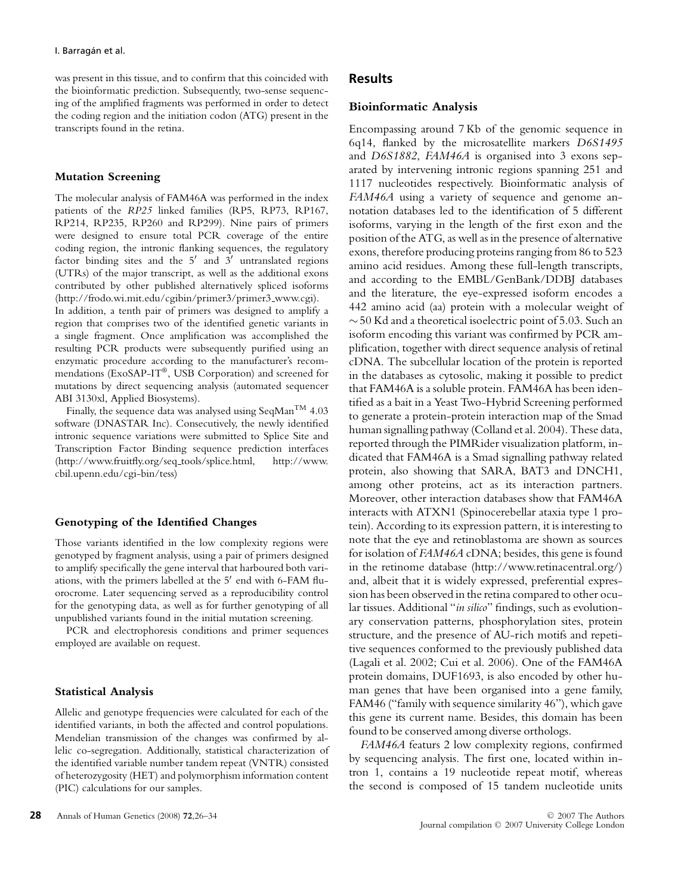was present in this tissue, and to confirm that this coincided with the bioinformatic prediction. Subsequently, two-sense sequencing of the amplified fragments was performed in order to detect the coding region and the initiation codon (ATG) present in the transcripts found in the retina.

### Mutation Screening

The molecular analysis of FAM46A was performed in the index patients of the *RP25* linked families (RP5, RP73, RP167, RP214, RP235, RP260 and RP299). Nine pairs of primers were designed to ensure total PCR coverage of the entire coding region, the intronic flanking sequences, the regulatory factor binding sites and the 5′ and 3′ untranslated regions (UTRs) of the major transcript, as well as the additional exons contributed by other published alternatively spliced isoforms (http://frodo.wi.mit.edu/cgibin/primer3/primer3_www.cgi).
In addition, a tenth pair of primers was designed to amplify a region that comprises two of the identified genetic variants in a single fragment. Once amplification was accomplished the resulting PCR products were subsequently purified using an enzymatic procedure according to the manufacturer's recommendations (ExoSAP-IT®, USB Corporation) and screened for mutations by direct sequencing analysis (automated sequencer ABI 3130xl, Applied Biosystems).

Finally, the sequence data was analysed using SeqMan™ 4.03 software (DNASTAR Inc). Consecutively, the newly identified intronic sequence variations were submitted to Splice Site and Transcription Factor Binding sequence prediction interfaces (http://www.fruitfly.org/seq_tools/splice.html, http://www.cbil.upenn.edu/cgi-bin/tess)

### Genotyping of the Identified Changes

Those variants identified in the low complexity regions were genotyped by fragment analysis, using a pair of primers designed to amplify specifically the gene interval that harboured both variations, with the primers labelled at the 5′ end with 6-FAM fluorocrome. Later sequencing served as a reproducibility control for the genotyping data, as well as for further genotyping of all unpublished variants found in the initial mutation screening.

PCR and electrophoresis conditions and primer sequences employed are available on request.

### Statistical Analysis

Allelic and genotype frequencies were calculated for each of the identified variants, in both the affected and control populations. Mendelian transmission of the changes was confirmed by allelic co-segregation. Additionally, statistical characterization of the identified variable number tandem repeat (VNTR) consisted of heterozygosity (HET) and polymorphism information content (PIC) calculations for our samples.

## Results

### Bioinformatic Analysis

Encompassing around 7 Kb of the genomic sequence in 6q14, flanked by the microsatellite markers *D6S1495* and *D6S1882*, *FAM46A* is organised into 3 exons separated by intervening intronic regions spanning 251 and 1117 nucleotides respectively. Bioinformatic analysis of *FAM46A* using a variety of sequence and genome annotation databases led to the identification of 5 different isoforms, varying in the length of the first exon and the position of the ATG, as well as in the presence of alternative exons, therefore producing proteins ranging from 86 to 523 amino acid residues. Among these full-length transcripts, and according to the EMBL/GenBank/DDBJ databases and the literature, the eye-expressed isoform encodes a 442 amino acid (aa) protein with a molecular weight of $\sim$50 Kd and a theoretical isoelectric point of 5.03. Such an isoform encoding this variant was confirmed by PCR amplification, together with direct sequence analysis of retinal cDNA. The subcellular location of the protein is reported in the databases as cytosolic, making it possible to predict that FAM46A is a soluble protein. FAM46A has been identified as a bait in a Yeast Two-Hybrid Screening performed to generate a protein-protein interaction map of the Smad human signalling pathway (Colland et al. 2004). These data, reported through the PIMRider visualization platform, indicated that FAM46A is a Smad signalling pathway related protein, also showing that SARA, BAT3 and DNCH1, among other proteins, act as its interaction partners. Moreover, other interaction databases show that FAM46A interacts with ATXN1 (Spinocerebellar ataxia type 1 protein). According to its expression pattern, it is interesting to note that the eye and retinoblastoma are shown as sources for isolation of *FAM46A* cDNA; besides, this gene is found in the retinome database (http://www.retinacentral.org/) and, albeit that it is widely expressed, preferential expression has been observed in the retina compared to other ocular tissues. Additional "*in silico*" findings, such as evolutionary conservation patterns, phosphorylation sites, protein structure, and the presence of AU-rich motifs and repetitive sequences conformed to the previously published data (Lagali et al. 2002; Cui et al. 2006). One of the FAM46A protein domains, DUF1693, is also encoded by other human genes that have been organised into a gene family, FAM46 ("family with sequence similarity 46"), which gave this gene its current name. Besides, this domain has been found to be conserved among diverse orthologs.

*FAM46A* featurs 2 low complexity regions, confirmed by sequencing analysis. The first one, located within intron 1, contains a 19 nucleotide repeat motif, whereas the second is composed of 15 tandem nucleotide units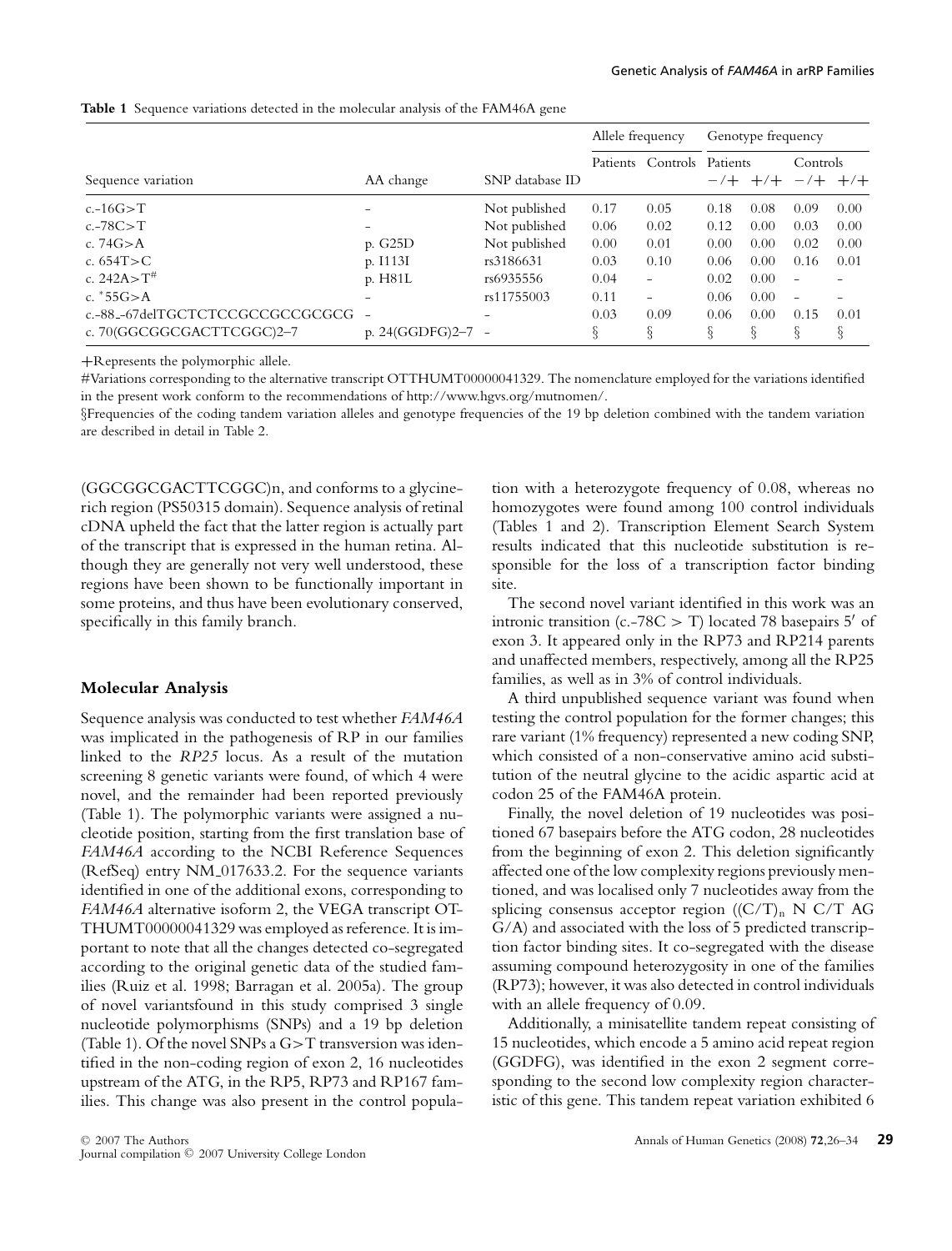**Table 1** Sequence variations detected in the molecular analysis of the FAM46A gene

| Sequence variation | AA change | SNP database ID | Allele frequency | | Genotype frequency | | | |
|---|---|---|---|---|---|---|---|---|
| | | | Patients | Controls | Patients | | Controls | |
| | | | | | −/+ | +/+ | −/+ | +/+ |
| c.-16G>T | – | Not published | 0.17 | 0.05 | 0.18 | 0.08 | 0.09 | 0.00 |
| c.-78C>T | – | Not published | 0.06 | 0.02 | 0.12 | 0.00 | 0.03 | 0.00 |
| c. 74G>A | p. G25D | Not published | 0.00 | 0.01 | 0.00 | 0.00 | 0.02 | 0.00 |
| c. 654T>C | p. I113I | rs3186631 | 0.03 | 0.10 | 0.06 | 0.00 | 0.16 | 0.01 |
| c. 242A>T# | p. H81L | rs6935556 | 0.04 | – | 0.02 | 0.00 | – | – |
| c. *55G>A | – | rs11755003 | 0.11 | – | 0.06 | 0.00 | – | – |
| c.-88_-67delTGCTCTCCGCCGCCGCGCG | – | – | 0.03 | 0.09 | 0.06 | 0.00 | 0.15 | 0.01 |
| c. 70(GGCGGCGACTTCGGC)2–7 | p. 24(GGDFG)2–7 | – | § | § | § | § | § | § |

+Represents the polymorphic allele.

#Variations corresponding to the alternative transcript OTTHUMT00000041329. The nomenclature employed for the variations identified in the present work conform to the recommendations of http://www.hgvs.org/mutnomen/.

§Frequencies of the coding tandem variation alleles and genotype frequencies of the 19 bp deletion combined with the tandem variation are described in detail in Table 2.

(GGCGGCGACTTCGGC)n, and conforms to a glycine-rich region (PS50315 domain). Sequence analysis of retinal cDNA upheld the fact that the latter region is actually part of the transcript that is expressed in the human retina. Although they are generally not very well understood, these regions have been shown to be functionally important in some proteins, and thus have been evolutionary conserved, specifically in this family branch.

## Molecular Analysis

Sequence analysis was conducted to test whether *FAM46A* was implicated in the pathogenesis of RP in our families linked to the *RP25* locus. As a result of the mutation screening 8 genetic variants were found, of which 4 were novel, and the remainder had been reported previously (Table 1). The polymorphic variants were assigned a nucleotide position, starting from the first translation base of *FAM46A* according to the NCBI Reference Sequences (RefSeq) entry NM_017633.2. For the sequence variants identified in one of the additional exons, corresponding to *FAM46A* alternative isoform 2, the VEGA transcript OTTHUMT00000041329 was employed as reference. It is important to note that all the changes detected co-segregated according to the original genetic data of the studied families (Ruiz et al. 1998; Barragan et al. 2005a). The group of novel variantsfound in this study comprised 3 single nucleotide polymorphisms (SNPs) and a 19 bp deletion (Table 1). Of the novel SNPs a G>T transversion was identified in the non-coding region of exon 2, 16 nucleotides upstream of the ATG, in the RP5, RP73 and RP167 families. This change was also present in the control population with a heterozygote frequency of 0.08, whereas no homozygotes were found among 100 control individuals (Tables 1 and 2). Transcription Element Search System results indicated that this nucleotide substitution is responsible for the loss of a transcription factor binding site.

The second novel variant identified in this work was an intronic transition (c.-78C > T) located 78 basepairs 5′ of exon 3. It appeared only in the RP73 and RP214 parents and unaffected members, respectively, among all the RP25 families, as well as in 3% of control individuals.

A third unpublished sequence variant was found when testing the control population for the former changes; this rare variant (1% frequency) represented a new coding SNP, which consisted of a non-conservative amino acid substitution of the neutral glycine to the acidic aspartic acid at codon 25 of the FAM46A protein.

Finally, the novel deletion of 19 nucleotides was positioned 67 basepairs before the ATG codon, 28 nucleotides from the beginning of exon 2. This deletion significantly affected one of the low complexity regions previously mentioned, and was localised only 7 nucleotides away from the splicing consensus acceptor region ($(C/T)_n$ N C/T AG G/A) and associated with the loss of 5 predicted transcription factor binding sites. It co-segregated with the disease assuming compound heterozygosity in one of the families (RP73); however, it was also detected in control individuals with an allele frequency of 0.09.

Additionally, a minisatellite tandem repeat consisting of 15 nucleotides, which encode a 5 amino acid repeat region (GGDFG), was identified in the exon 2 segment corresponding to the second low complexity region characteristic of this gene. This tandem repeat variation exhibited 6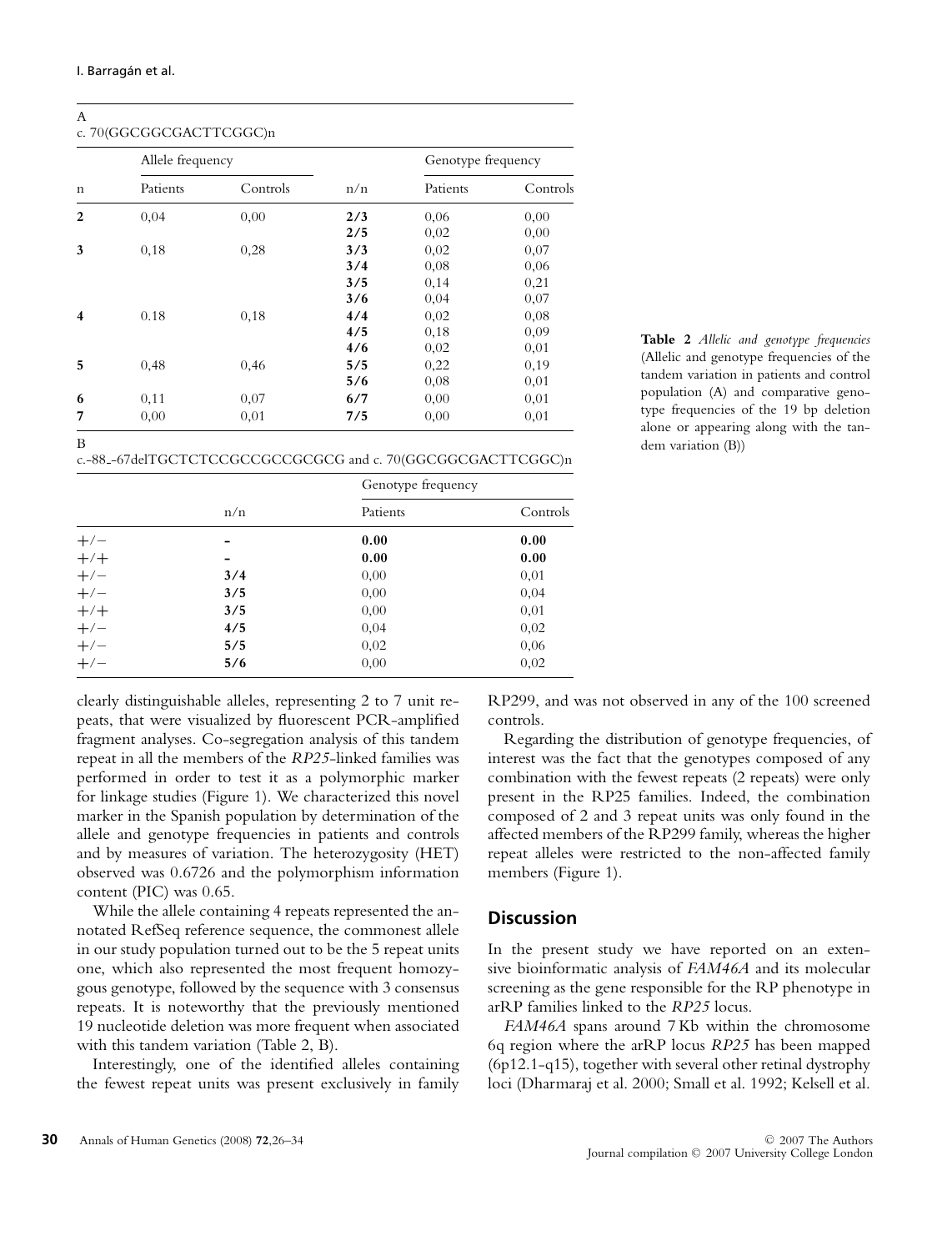**Table 2** *Allelic and genotype frequencies* (Allelic and genotype frequencies of the tandem variation in patients and control population (A) and comparative genotype frequencies of the 19 bp deletion alone or appearing along with the tandem variation (B))

A

c. 70(GGCGGCGACTTCGGC)n

| | Allele frequency | | | Genotype frequency | |
|---|---|---|---|---|---|
| n | Patients | Controls | n/n | Patients | Controls |
| **2** | 0,04 | 0,00 | **2/3** | 0,06 | 0,00 |
| | | | **2/5** | 0,02 | 0,00 |
| **3** | 0,18 | 0,28 | **3/3** | 0,02 | 0,07 |
| | | | **3/4** | 0,08 | 0,06 |
| | | | **3/5** | 0,14 | 0,21 |
| | | | **3/6** | 0,04 | 0,07 |
| **4** | 0.18 | 0,18 | **4/4** | 0,02 | 0,08 |
| | | | **4/5** | 0,18 | 0,09 |
| | | | **4/6** | 0,02 | 0,01 |
| **5** | 0,48 | 0,46 | **5/5** | 0,22 | 0,19 |
| | | | **5/6** | 0,08 | 0,01 |
| **6** | 0,11 | 0,07 | **6/7** | 0,00 | 0,01 |
| **7** | 0,00 | 0,01 | **7/5** | 0,00 | 0,01 |

B

c.-88_-67delTGCTCTCCGCCGCCGCGCG and c. 70(GGCGGCGACTTCGGC)n

| | | Genotype frequency | |
|---|---|---|---|
| | n/n | Patients | Controls |
| +/− | **-** | **0.00** | **0.00** |
| +/+ | **-** | **0.00** | **0.00** |
| +/− | **3/4** | 0,00 | 0,01 |
| +/− | **3/5** | 0,00 | 0,04 |
| +/+ | **3/5** | 0,00 | 0,01 |
| +/− | **4/5** | 0,04 | 0,02 |
| +/− | **5/5** | 0,02 | 0,06 |
| +/− | **5/6** | 0,00 | 0,02 |

clearly distinguishable alleles, representing 2 to 7 unit repeats, that were visualized by fluorescent PCR-amplified fragment analyses. Co-segregation analysis of this tandem repeat in all the members of the *RP25*-linked families was performed in order to test it as a polymorphic marker for linkage studies (Figure 1). We characterized this novel marker in the Spanish population by determination of the allele and genotype frequencies in patients and controls and by measures of variation. The heterozygosity (HET) observed was 0.6726 and the polymorphism information content (PIC) was 0.65.

While the allele containing 4 repeats represented the annotated RefSeq reference sequence, the commonest allele in our study population turned out to be the 5 repeat units one, which also represented the most frequent homozygous genotype, followed by the sequence with 3 consensus repeats. It is noteworthy that the previously mentioned 19 nucleotide deletion was more frequent when associated with this tandem variation (Table 2, B).

Interestingly, one of the identified alleles containing the fewest repeat units was present exclusively in family RP299, and was not observed in any of the 100 screened controls.

Regarding the distribution of genotype frequencies, of interest was the fact that the genotypes composed of any combination with the fewest repeats (2 repeats) were only present in the RP25 families. Indeed, the combination composed of 2 and 3 repeat units was only found in the affected members of the RP299 family, whereas the higher repeat alleles were restricted to the non-affected family members (Figure 1).

## Discussion

In the present study we have reported on an extensive bioinformatic analysis of *FAM46A* and its molecular screening as the gene responsible for the RP phenotype in arRP families linked to the *RP25* locus.

*FAM46A* spans around 7 Kb within the chromosome 6q region where the arRP locus *RP25* has been mapped (6p12.1-q15), together with several other retinal dystrophy loci (Dharmaraj et al. 2000; Small et al. 1992; Kelsell et al.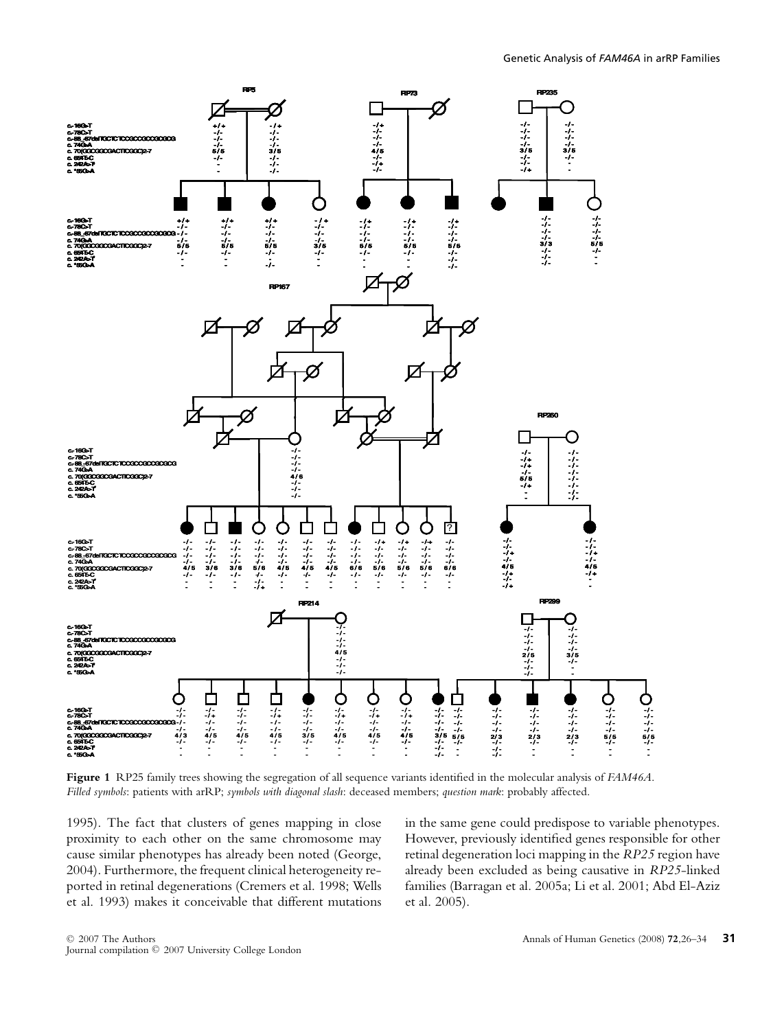**Figure 1** RP25 family trees showing the segregation of all sequence variants identified in the molecular analysis of *FAM46A*. *Filled symbols*: patients with arRP; *symbols with diagonal slash*: deceased members; *question mark*: probably affected.

1995). The fact that clusters of genes mapping in close proximity to each other on the same chromosome may cause similar phenotypes has already been noted (George, 2004). Furthermore, the frequent clinical heterogeneity reported in retinal degenerations (Cremers et al. 1998; Wells et al. 1993) makes it conceivable that different mutations in the same gene could predispose to variable phenotypes. However, previously identified genes responsible for other retinal degeneration loci mapping in the *RP25* region have already been excluded as being causative in *RP25*-linked families (Barragan et al. 2005a; Li et al. 2001; Abd El-Aziz et al. 2005).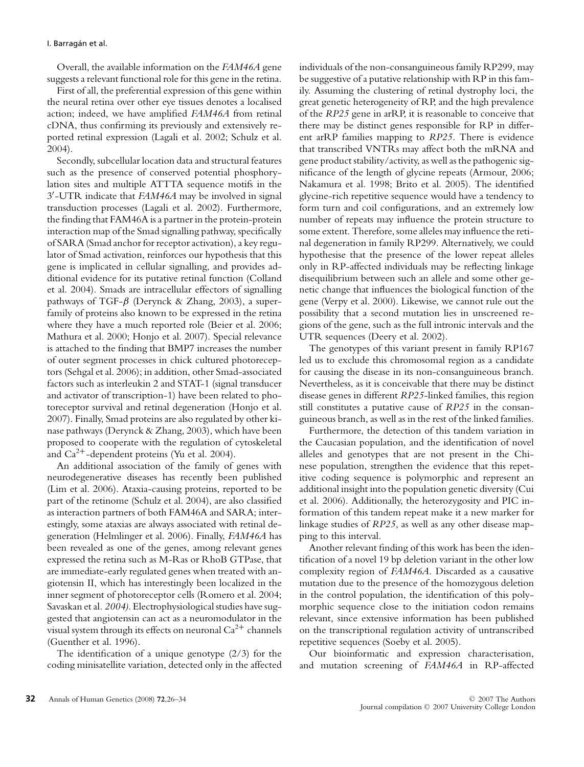Overall, the available information on the *FAM46A* gene suggests a relevant functional role for this gene in the retina.

First of all, the preferential expression of this gene within the neural retina over other eye tissues denotes a localised action; indeed, we have amplified *FAM46A* from retinal cDNA, thus confirming its previously and extensively reported retinal expression (Lagali et al. 2002; Schulz et al. 2004).

Secondly, subcellular location data and structural features such as the presence of conserved potential phosphorylation sites and multiple ATTTA sequence motifs in the 3′-UTR indicate that *FAM46A* may be involved in signal transduction processes (Lagali et al. 2002). Furthermore, the finding that FAM46A is a partner in the protein-protein interaction map of the Smad signalling pathway, specifically of SARA (Smad anchor for receptor activation), a key regulator of Smad activation, reinforces our hypothesis that this gene is implicated in cellular signalling, and provides additional evidence for its putative retinal function (Colland et al. 2004). Smads are intracellular effectors of signalling pathways of TGF-$\beta$ (Derynck & Zhang, 2003), a superfamily of proteins also known to be expressed in the retina where they have a much reported role (Beier et al. 2006; Mathura et al. 2000; Honjo et al. 2007). Special relevance is attached to the finding that BMP7 increases the number of outer segment processes in chick cultured photoreceptors (Sehgal et al. 2006); in addition, other Smad-associated factors such as interleukin 2 and STAT-1 (signal transducer and activator of transcription-1) have been related to photoreceptor survival and retinal degeneration (Honjo et al. 2007). Finally, Smad proteins are also regulated by other kinase pathways (Derynck & Zhang, 2003), which have been proposed to cooperate with the regulation of cytoskeletal and $Ca^{2+}$-dependent proteins (Yu et al. 2004).

An additional association of the family of genes with neurodegenerative diseases has recently been published (Lim et al. 2006). Ataxia-causing proteins, reported to be part of the retinome (Schulz et al. 2004), are also classified as interaction partners of both FAM46A and SARA; interestingly, some ataxias are always associated with retinal degeneration (Helmlinger et al. 2006). Finally, *FAM46A* has been revealed as one of the genes, among relevant genes expressed the retina such as M-Ras or RhoB GTPase, that are immediate-early regulated genes when treated with angiotensin II, which has interestingly been localized in the inner segment of photoreceptor cells (Romero et al. 2004; Savaskan et al. *2004).* Electrophysiological studies have suggested that angiotensin can act as a neuromodulator in the visual system through its effects on neuronal $Ca^{2+}$ channels (Guenther et al. 1996).

The identification of a unique genotype (2/3) for the coding minisatellite variation, detected only in the affected individuals of the non-consanguineous family RP299, may be suggestive of a putative relationship with RP in this family. Assuming the clustering of retinal dystrophy loci, the great genetic heterogeneity of RP, and the high prevalence of the *RP25* gene in arRP, it is reasonable to conceive that there may be distinct genes responsible for RP in different arRP families mapping to *RP25*. There is evidence that transcribed VNTRs may affect both the mRNA and gene product stability/activity, as well as the pathogenic significance of the length of glycine repeats (Armour, 2006; Nakamura et al. 1998; Brito et al. 2005). The identified glycine-rich repetitive sequence would have a tendency to form turn and coil configurations, and an extremely low number of repeats may influence the protein structure to some extent. Therefore, some alleles may influence the retinal degeneration in family RP299. Alternatively, we could hypothesise that the presence of the lower repeat alleles only in RP-affected individuals may be reflecting linkage disequilibrium between such an allele and some other genetic change that influences the biological function of the gene (Verpy et al. 2000). Likewise, we cannot rule out the possibility that a second mutation lies in unscreened regions of the gene, such as the full intronic intervals and the UTR sequences (Deery et al. 2002).

The genotypes of this variant present in family RP167 led us to exclude this chromosomal region as a candidate for causing the disease in its non-consanguineous branch. Nevertheless, as it is conceivable that there may be distinct disease genes in different *RP25*-linked families, this region still constitutes a putative cause of *RP25* in the consanguineous branch, as well as in the rest of the linked families.

Furthermore, the detection of this tandem variation in the Caucasian population, and the identification of novel alleles and genotypes that are not present in the Chinese population, strengthen the evidence that this repetitive coding sequence is polymorphic and represent an additional insight into the population genetic diversity (Cui et al. 2006). Additionally, the heterozygosity and PIC information of this tandem repeat make it a new marker for linkage studies of *RP25*, as well as any other disease mapping to this interval.

Another relevant finding of this work has been the identification of a novel 19 bp deletion variant in the other low complexity region of *FAM46A*. Discarded as a causative mutation due to the presence of the homozygous deletion in the control population, the identification of this polymorphic sequence close to the initiation codon remains relevant, since extensive information has been published on the transcriptional regulation activity of untranscribed repetitive sequences (Soeby et al. 2005).

Our bioinformatic and expression characterisation, and mutation screening of *FAM46A* in RP-affected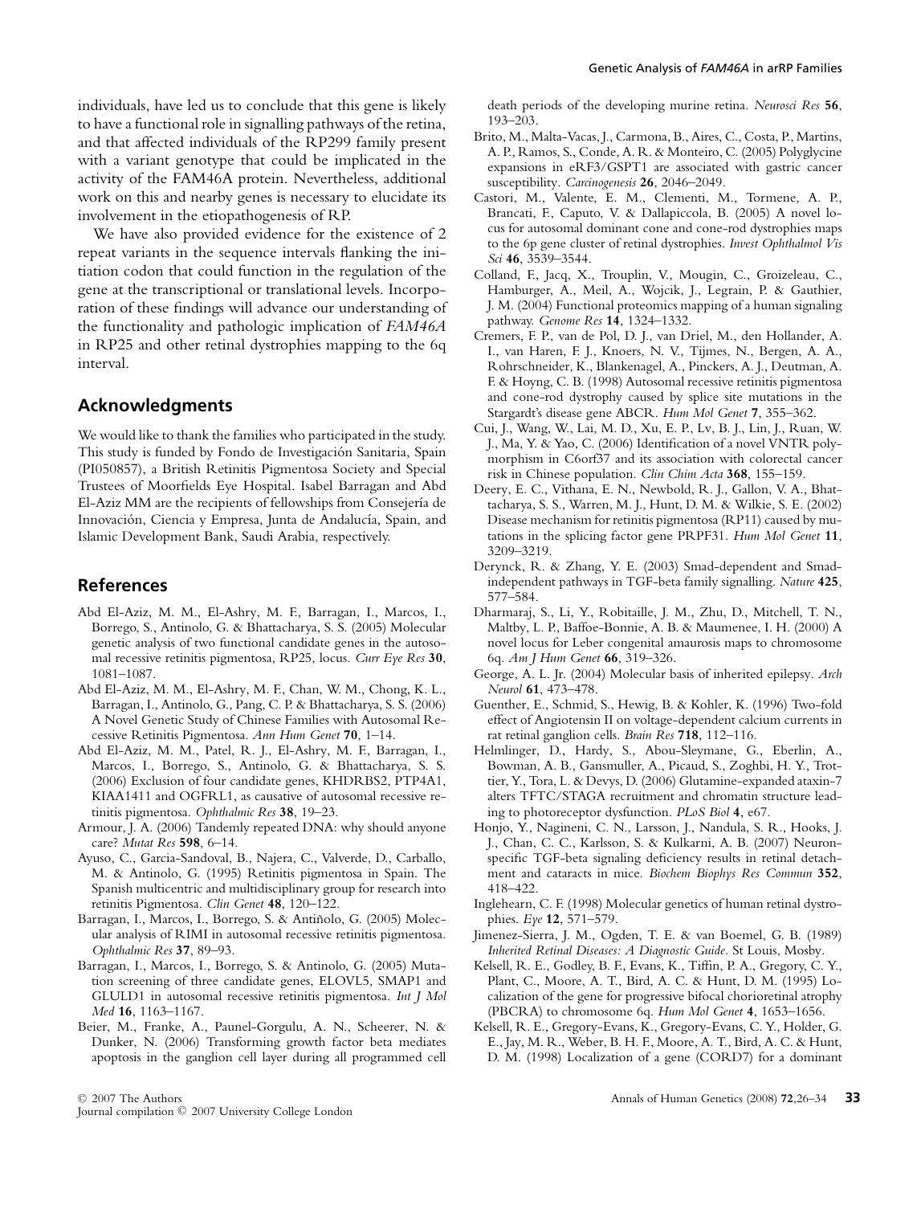individuals, have led us to conclude that this gene is likely to have a functional role in signalling pathways of the retina, and that affected individuals of the RP299 family present with a variant genotype that could be implicated in the activity of the FAM46A protein. Nevertheless, additional work on this and nearby genes is necessary to elucidate its involvement in the etiopathogenesis of RP.

We have also provided evidence for the existence of 2 repeat variants in the sequence intervals flanking the initiation codon that could function in the regulation of the gene at the transcriptional or translational levels. Incorporation of these findings will advance our understanding of the functionality and pathologic implication of *FAM46A* in RP25 and other retinal dystrophies mapping to the 6q interval.

## Acknowledgments

We would like to thank the families who participated in the study. This study is funded by Fondo de Investigación Sanitaria, Spain (PI050857), a British Retinitis Pigmentosa Society and Special Trustees of Moorfields Eye Hospital. Isabel Barragan and Abd El-Aziz MM are the recipients of fellowships from Consejería de Innovación, Ciencia y Empresa, Junta de Andalucía, Spain, and Islamic Development Bank, Saudi Arabia, respectively.

## References

Abd El-Aziz, M. M., El-Ashry, M. F., Barragan, I., Marcos, I., Borrego, S., Antinolo, G. & Bhattacharya, S. S. (2005) Molecular genetic analysis of two functional candidate genes in the autosomal recessive retinitis pigmentosa, RP25, locus. *Curr Eye Res* **30**, 1081–1087.

Abd El-Aziz, M. M., El-Ashry, M. F., Chan, W. M., Chong, K. L., Barragan, I., Antinolo, G., Pang, C. P. & Bhattacharya, S. S. (2006) A Novel Genetic Study of Chinese Families with Autosomal Recessive Retinitis Pigmentosa. *Ann Hum Genet* **70**, 1–14.

Abd El-Aziz, M. M., Patel, R. J., El-Ashry, M. F., Barragan, I., Marcos, I., Borrego, S., Antinolo, G. & Bhattacharya, S. S. (2006) Exclusion of four candidate genes, KHDRBS2, PTP4A1, KIAA1411 and OGFRL1, as causative of autosomal recessive retinitis pigmentosa. *Ophthalmic Res* **38**, 19–23.

Armour, J. A. (2006) Tandemly repeated DNA: why should anyone care? *Mutat Res* **598**, 6–14.

Ayuso, C., Garcia-Sandoval, B., Najera, C., Valverde, D., Carballo, M. & Antinolo, G. (1995) Retinitis pigmentosa in Spain. The Spanish multicentric and multidisciplinary group for research into retinitis Pigmentosa. *Clin Genet* **48**, 120–122.

Barragan, I., Marcos, I., Borrego, S. & Antiñolo, G. (2005) Molecular analysis of RIMI in autosomal recessive retinitis pigmentosa. *Ophthalmic Res* **37**, 89–93.

Barragan, I., Marcos, I., Borrego, S. & Antinolo, G. (2005) Mutation screening of three candidate genes, ELOVL5, SMAP1 and GLULD1 in autosomal recessive retinitis pigmentosa. *Int J Mol Med* **16**, 1163–1167.

Beier, M., Franke, A., Paunel-Gorgulu, A. N., Scheerer, N. & Dunker, N. (2006) Transforming growth factor beta mediates apoptosis in the ganglion cell layer during all programmed cell death periods of the developing murine retina. *Neurosci Res* **56**, 193–203.

Brito, M., Malta-Vacas, J., Carmona, B., Aires, C., Costa, P., Martins, A. P., Ramos, S., Conde, A. R. & Monteiro, C. (2005) Polyglycine expansions in eRF3/GSPT1 are associated with gastric cancer susceptibility. *Carcinogenesis* **26**, 2046–2049.

Castori, M., Valente, E. M., Clementi, M., Tormene, A. P., Brancati, F., Caputo, V. & Dallapiccola, B. (2005) A novel locus for autosomal dominant cone and cone-rod dystrophies maps to the 6p gene cluster of retinal dystrophies. *Invest Ophthalmol Vis Sci* **46**, 3539–3544.

Colland, F., Jacq, X., Trouplin, V., Mougin, C., Groizeleau, C., Hamburger, A., Meil, A., Wojcik, J., Legrain, P. & Gauthier, J. M. (2004) Functional proteomics mapping of a human signaling pathway. *Genome Res* **14**, 1324–1332.

Cremers, F. P., van de Pol, D. J., van Driel, M., den Hollander, A. I., van Haren, F. J., Knoers, N. V., Tijmes, N., Bergen, A. A., Rohrschneider, K., Blankenagel, A., Pinckers, A. J., Deutman, A. F. & Hoyng, C. B. (1998) Autosomal recessive retinitis pigmentosa and cone-rod dystrophy caused by splice site mutations in the Stargardt's disease gene ABCR. *Hum Mol Genet* **7**, 355–362.

Cui, J., Wang, W., Lai, M. D., Xu, E. P., Lv, B. J., Lin, J., Ruan, W. J., Ma, Y. & Yao, C. (2006) Identification of a novel VNTR polymorphism in C6orf37 and its association with colorectal cancer risk in Chinese population. *Clin Chim Acta* **368**, 155–159.

Deery, E. C., Vithana, E. N., Newbold, R. J., Gallon, V. A., Bhattacharya, S. S., Warren, M. J., Hunt, D. M. & Wilkie, S. E. (2002) Disease mechanism for retinitis pigmentosa (RP11) caused by mutations in the splicing factor gene PRPF31. *Hum Mol Genet* **11**, 3209–3219.

Derynck, R. & Zhang, Y. E. (2003) Smad-dependent and Smad-independent pathways in TGF-beta family signalling. *Nature* **425**, 577–584.

Dharmaraj, S., Li, Y., Robitaille, J. M., Zhu, D., Mitchell, T. N., Maltby, L. P., Baffoe-Bonnie, A. B. & Maumenee, I. H. (2000) A novel locus for Leber congenital amaurosis maps to chromosome 6q. *Am J Hum Genet* **66**, 319–326.

George, A. L. Jr. (2004) Molecular basis of inherited epilepsy. *Arch Neurol* **61**, 473–478.

Guenther, E., Schmid, S., Hewig, B. & Kohler, K. (1996) Two-fold effect of Angiotensin II on voltage-dependent calcium currents in rat retinal ganglion cells. *Brain Res* **718**, 112–116.

Helmlinger, D., Hardy, S., Abou-Sleymane, G., Eberlin, A., Bowman, A. B., Gansmuller, A., Picaud, S., Zoghbi, H. Y., Trottier, Y., Tora, L. & Devys, D. (2006) Glutamine-expanded ataxin-7 alters TFTC/STAGA recruitment and chromatin structure leading to photoreceptor dysfunction. *PLoS Biol* **4**, e67.

Honjo, Y., Nagineni, C. N., Larsson, J., Nandula, S. R., Hooks, J. J., Chan, C. C., Karlsson, S. & Kulkarni, A. B. (2007) Neuron-specific TGF-beta signaling deficiency results in retinal detachment and cataracts in mice. *Biochem Biophys Res Commun* **352**, 418–422.

Inglehearn, C. F. (1998) Molecular genetics of human retinal dystrophies. *Eye* **12**, 571–579.

Jimenez-Sierra, J. M., Ogden, T. E. & van Boemel, G. B. (1989) *Inherited Retinal Diseases: A Diagnostic Guide*. St Louis, Mosby.

Kelsell, R. E., Godley, B. F., Evans, K., Tiffin, P. A., Gregory, C. Y., Plant, C., Moore, A. T., Bird, A. C. & Hunt, D. M. (1995) Localization of the gene for progressive bifocal chorioretinal atrophy (PBCRA) to chromosome 6q. *Hum Mol Genet* **4**, 1653–1656.

Kelsell, R. E., Gregory-Evans, K., Gregory-Evans, C. Y., Holder, G. E., Jay, M. R., Weber, B. H. F., Moore, A. T., Bird, A. C. & Hunt, D. M. (1998) Localization of a gene (CORD7) for a dominant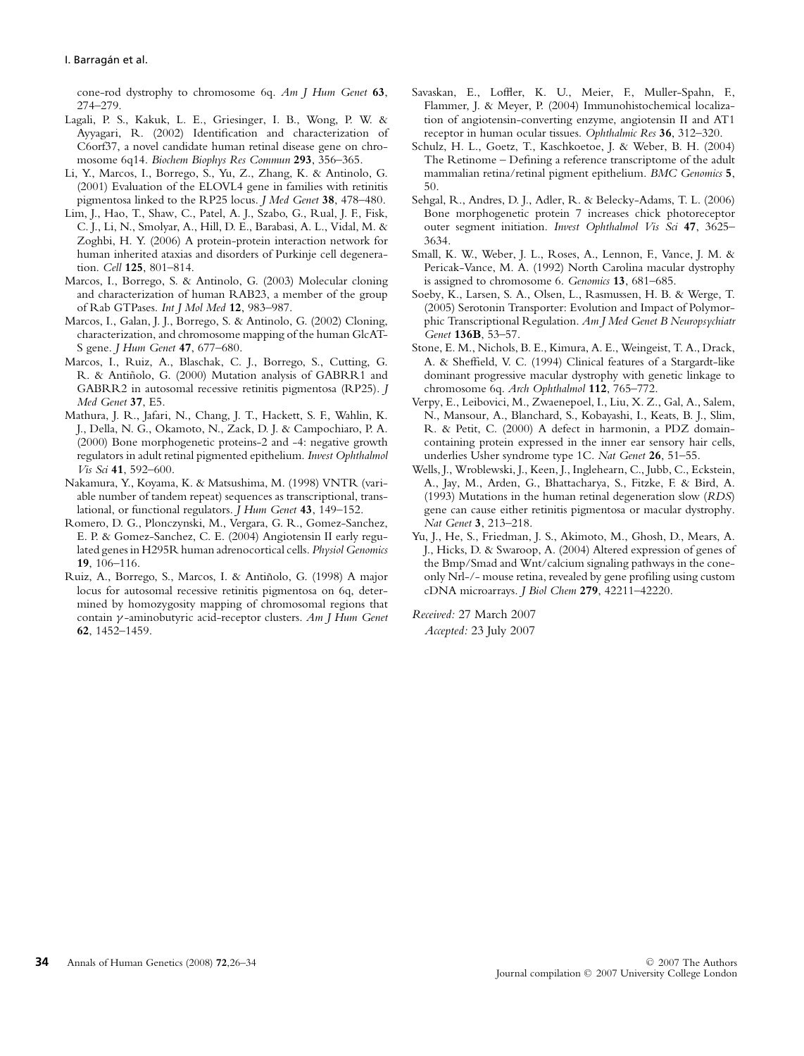cone-rod dystrophy to chromosome 6q. *Am J Hum Genet* **63**, 274–279.

Lagali, P. S., Kakuk, L. E., Griesinger, I. B., Wong, P. W. & Ayyagari, R. (2002) Identification and characterization of C6orf37, a novel candidate human retinal disease gene on chromosome 6q14. *Biochem Biophys Res Commun* **293**, 356–365.

Li, Y., Marcos, I., Borrego, S., Yu, Z., Zhang, K. & Antinolo, G. (2001) Evaluation of the ELOVL4 gene in families with retinitis pigmentosa linked to the RP25 locus. *J Med Genet* **38**, 478–480.

Lim, J., Hao, T., Shaw, C., Patel, A. J., Szabo, G., Rual, J. F., Fisk, C. J., Li, N., Smolyar, A., Hill, D. E., Barabasi, A. L., Vidal, M. & Zoghbi, H. Y. (2006) A protein-protein interaction network for human inherited ataxias and disorders of Purkinje cell degeneration. *Cell* **125**, 801–814.

Marcos, I., Borrego, S. & Antinolo, G. (2003) Molecular cloning and characterization of human RAB23, a member of the group of Rab GTPases. *Int J Mol Med* **12**, 983–987.

Marcos, I., Galan, J. J., Borrego, S. & Antinolo, G. (2002) Cloning, characterization, and chromosome mapping of the human GlcAT-S gene. *J Hum Genet* **47**, 677–680.

Marcos, I., Ruiz, A., Blaschak, C. J., Borrego, S., Cutting, G. R. & Antiñolo, G. (2000) Mutation analysis of GABRR1 and GABRR2 in autosomal recessive retinitis pigmentosa (RP25). *J Med Genet* **37**, E5.

Mathura, J. R., Jafari, N., Chang, J. T., Hackett, S. F., Wahlin, K. J., Della, N. G., Okamoto, N., Zack, D. J. & Campochiaro, P. A. (2000) Bone morphogenetic proteins-2 and -4: negative growth regulators in adult retinal pigmented epithelium. *Invest Ophthalmol Vis Sci* **41**, 592–600.

Nakamura, Y., Koyama, K. & Matsushima, M. (1998) VNTR (variable number of tandem repeat) sequences as transcriptional, translational, or functional regulators. *J Hum Genet* **43**, 149–152.

Romero, D. G., Plonczynski, M., Vergara, G. R., Gomez-Sanchez, E. P. & Gomez-Sanchez, C. E. (2004) Angiotensin II early regulated genes in H295R human adrenocortical cells. *Physiol Genomics* **19**, 106–116.

Ruiz, A., Borrego, S., Marcos, I. & Antiñolo, G. (1998) A major locus for autosomal recessive retinitis pigmentosa on 6q, determined by homozygosity mapping of chromosomal regions that contain $\gamma$-aminobutyric acid-receptor clusters. *Am J Hum Genet* **62**, 1452–1459.

Savaskan, E., Loffler, K. U., Meier, F., Muller-Spahn, F., Flammer, J. & Meyer, P. (2004) Immunohistochemical localization of angiotensin-converting enzyme, angiotensin II and AT1 receptor in human ocular tissues. *Ophthalmic Res* **36**, 312–320.

Schulz, H. L., Goetz, T., Kaschkoetoe, J. & Weber, B. H. (2004) The Retinome – Defining a reference transcriptome of the adult mammalian retina/retinal pigment epithelium. *BMC Genomics* **5**, 50.

Sehgal, R., Andres, D. J., Adler, R. & Belecky-Adams, T. L. (2006) Bone morphogenetic protein 7 increases chick photoreceptor outer segment initiation. *Invest Ophthalmol Vis Sci* **47**, 3625–3634.

Small, K. W., Weber, J. L., Roses, A., Lennon, F., Vance, J. M. & Pericak-Vance, M. A. (1992) North Carolina macular dystrophy is assigned to chromosome 6. *Genomics* **13**, 681–685.

Soeby, K., Larsen, S. A., Olsen, L., Rasmussen, H. B. & Werge, T. (2005) Serotonin Transporter: Evolution and Impact of Polymorphic Transcriptional Regulation. *Am J Med Genet B Neuropsychiatr Genet* **136B**, 53–57.

Stone, E. M., Nichols, B. E., Kimura, A. E., Weingeist, T. A., Drack, A. & Sheffield, V. C. (1994) Clinical features of a Stargardt-like dominant progressive macular dystrophy with genetic linkage to chromosome 6q. *Arch Ophthalmol* **112**, 765–772.

Verpy, E., Leibovici, M., Zwaenepoel, I., Liu, X. Z., Gal, A., Salem, N., Mansour, A., Blanchard, S., Kobayashi, I., Keats, B. J., Slim, R. & Petit, C. (2000) A defect in harmonin, a PDZ domain-containing protein expressed in the inner ear sensory hair cells, underlies Usher syndrome type 1C. *Nat Genet* **26**, 51–55.

Wells, J., Wroblewski, J., Keen, J., Inglehearn, C., Jubb, C., Eckstein, A., Jay, M., Arden, G., Bhattacharya, S., Fitzke, F. & Bird, A. (1993) Mutations in the human retinal degeneration slow (*RDS*) gene can cause either retinitis pigmentosa or macular dystrophy. *Nat Genet* **3**, 213–218.

Yu, J., He, S., Friedman, J. S., Akimoto, M., Ghosh, D., Mears, A. J., Hicks, D. & Swaroop, A. (2004) Altered expression of genes of the Bmp/Smad and Wnt/calcium signaling pathways in the cone-only Nrl-/- mouse retina, revealed by gene profiling using custom cDNA microarrays. *J Biol Chem* **279**, 42211–42220.

*Received:* 27 March 2007
*Accepted:* 23 July 2007